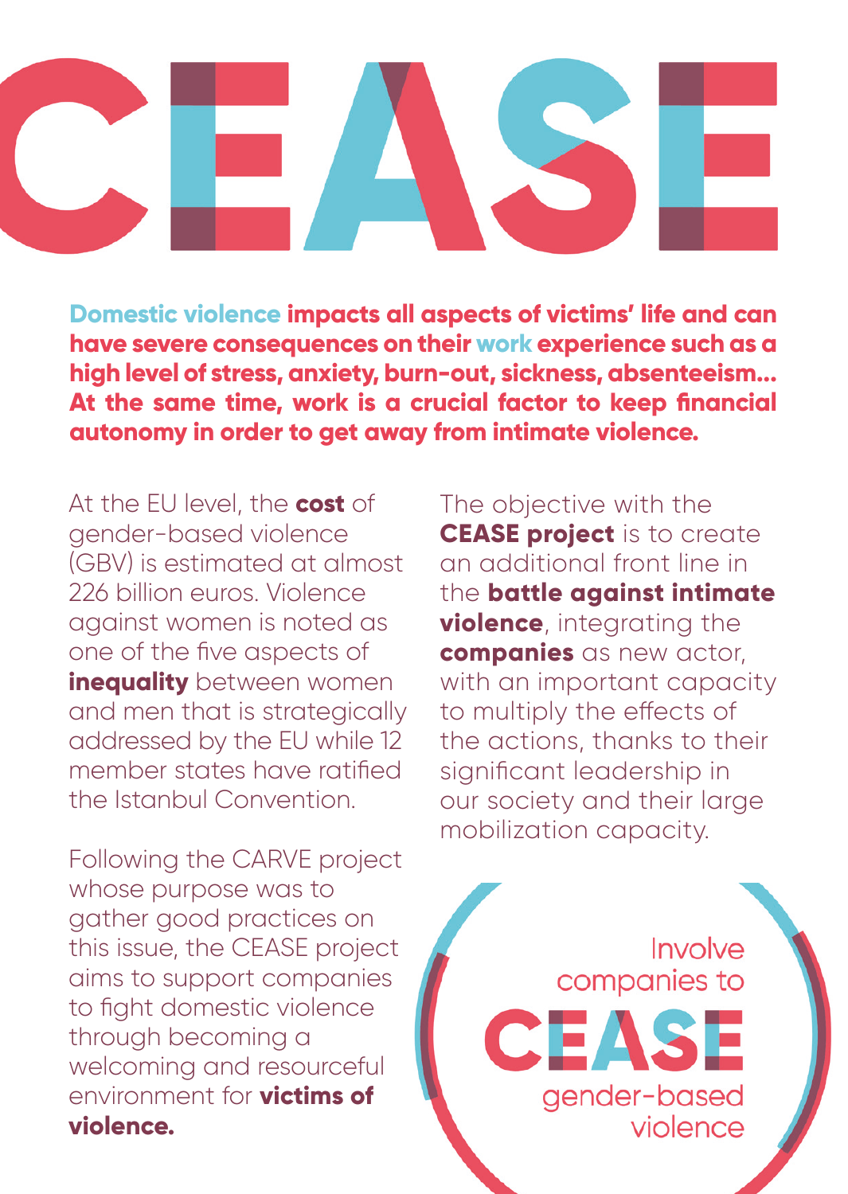# CEASE

**Domestic violence impacts all aspects of victims' life and can have severe consequences on their work experience such as a high level of stress, anxiety, burn-out, sickness, absenteeism... At the same time, work is a crucial factor to keep financial autonomy in order to get away from intimate violence.**

At the EU level, the **cost** of gender-based violence (GBV) is estimated at almost 226 billion euros. Violence against women is noted as one of the five aspects of **inequality** between women and men that is strategically addressed by the EU while 12 member states have ratified the Istanbul Convention.

Following the CARVE project whose purpose was to gather good practices on this issue, the CEASE project aims to support companies to fight domestic violence through becoming a welcoming and resourceful environment for **victims of violence.**

The objective with the **CEASE project** is to create an additional front line in the **battle against intimate violence**, integrating the **companies** as new actor, with an important capacity to multiply the effects of the actions, thanks to their significant leadership in our society and their large mobilization capacity.

Involve companies to CEASE gender-based violence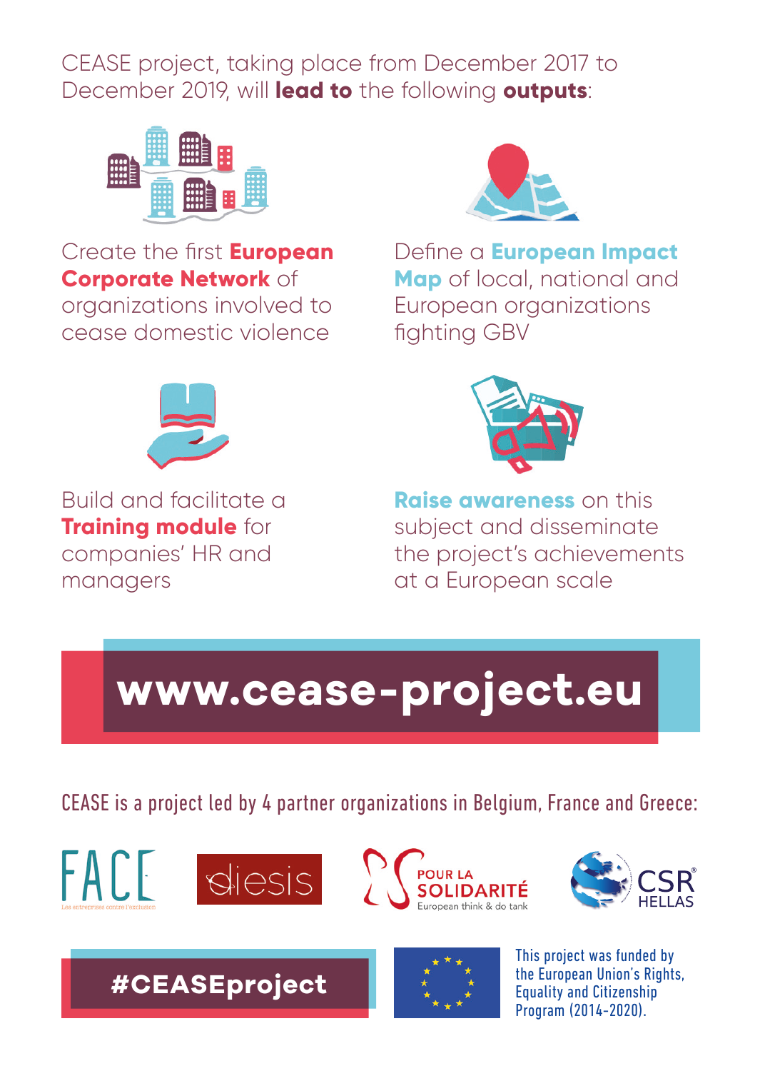CEASE project, taking place from December 2017 to December 2019, will **lead to** the following **outputs**:

Create the first **European Corporate Network** of organizations involved to cease domestic violence

Define a **European Impact Map** of local, national and European organizations fighting GBV

Build and facilitate a **Training module** for companies' HR and managers

**Raise awareness** on this subject and disseminate the project's achievements at a European scale

**www.cease-project.eu**

CEASE is a project led by 4 partner organizations in Belgium, France and Greece:

FACE – Les entreprises contre l'exclusion

diesis

POUR LA SOLIDARITÉ – European think & do tank

CSR HELLAS

**#CEASEproject**

This project was funded by the European Union's Rights, Equality and Citizenship Program (2014-2020).